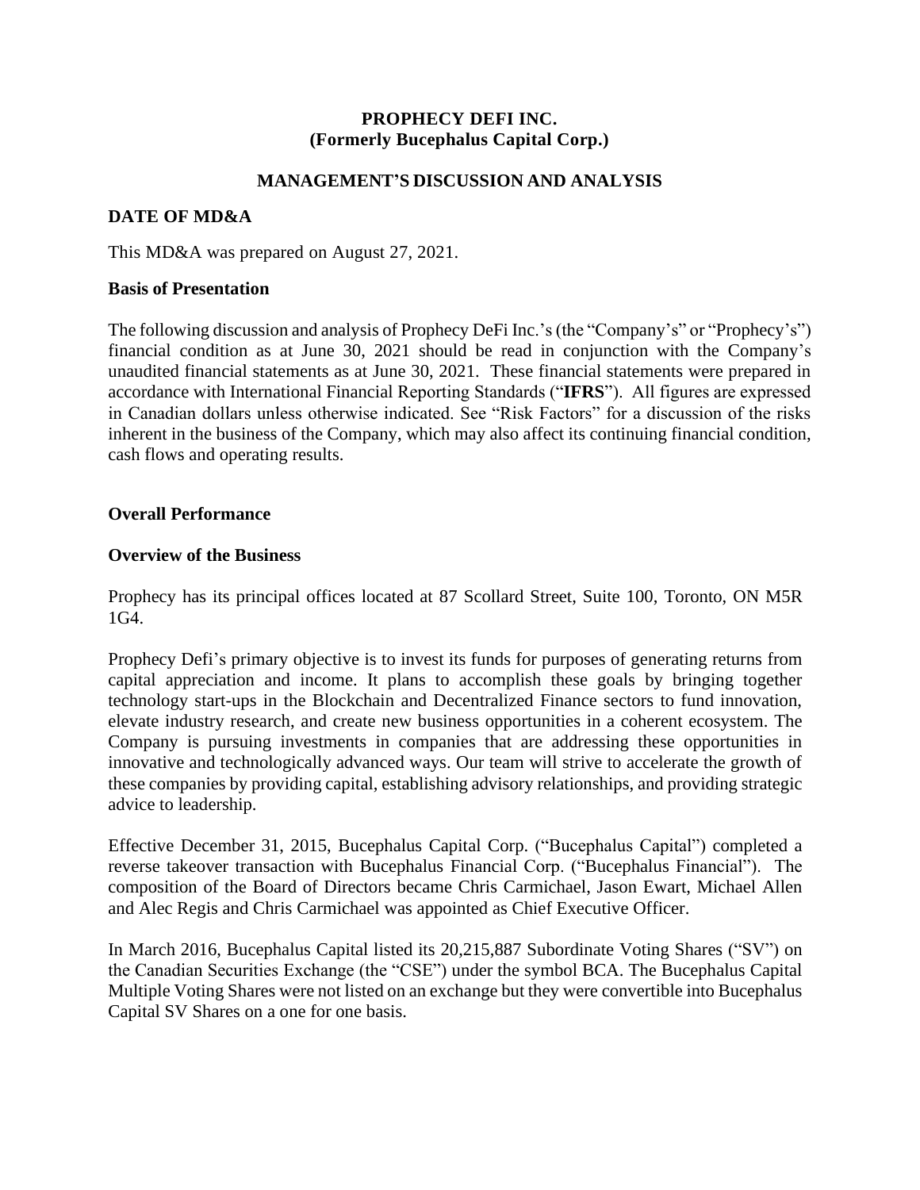# PROPHECY DEFI INC.
# (Formerly Bucephalus Capital Corp.)

## MANAGEMENT'S DISCUSSION AND ANALYSIS

### DATE OF MD&A

This MD&A was prepared on August 27, 2021.

### Basis of Presentation

The following discussion and analysis of Prophecy DeFi Inc.'s (the "Company's" or "Prophecy's") financial condition as at June 30, 2021 should be read in conjunction with the Company's unaudited financial statements as at June 30, 2021. These financial statements were prepared in accordance with International Financial Reporting Standards ("**IFRS**"). All figures are expressed in Canadian dollars unless otherwise indicated. See "Risk Factors" for a discussion of the risks inherent in the business of the Company, which may also affect its continuing financial condition, cash flows and operating results.

### Overall Performance

### Overview of the Business

Prophecy has its principal offices located at 87 Scollard Street, Suite 100, Toronto, ON M5R 1G4.

Prophecy Defi's primary objective is to invest its funds for purposes of generating returns from capital appreciation and income. It plans to accomplish these goals by bringing together technology start-ups in the Blockchain and Decentralized Finance sectors to fund innovation, elevate industry research, and create new business opportunities in a coherent ecosystem. The Company is pursuing investments in companies that are addressing these opportunities in innovative and technologically advanced ways. Our team will strive to accelerate the growth of these companies by providing capital, establishing advisory relationships, and providing strategic advice to leadership.

Effective December 31, 2015, Bucephalus Capital Corp. ("Bucephalus Capital") completed a reverse takeover transaction with Bucephalus Financial Corp. ("Bucephalus Financial"). The composition of the Board of Directors became Chris Carmichael, Jason Ewart, Michael Allen and Alec Regis and Chris Carmichael was appointed as Chief Executive Officer.

In March 2016, Bucephalus Capital listed its 20,215,887 Subordinate Voting Shares ("SV") on the Canadian Securities Exchange (the "CSE") under the symbol BCA. The Bucephalus Capital Multiple Voting Shares were not listed on an exchange but they were convertible into Bucephalus Capital SV Shares on a one for one basis.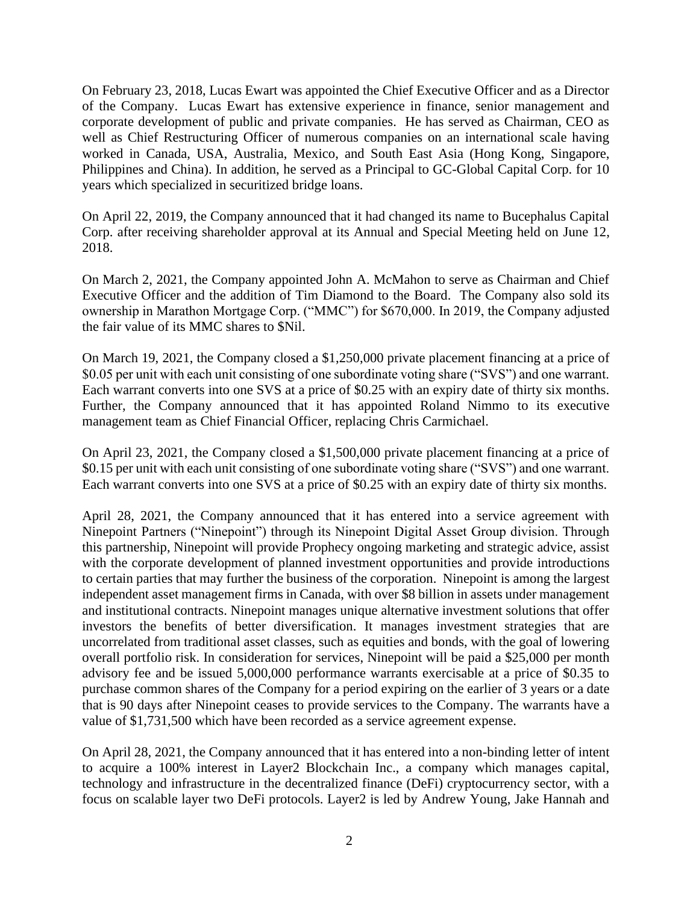On February 23, 2018, Lucas Ewart was appointed the Chief Executive Officer and as a Director of the Company. Lucas Ewart has extensive experience in finance, senior management and corporate development of public and private companies. He has served as Chairman, CEO as well as Chief Restructuring Officer of numerous companies on an international scale having worked in Canada, USA, Australia, Mexico, and South East Asia (Hong Kong, Singapore, Philippines and China). In addition, he served as a Principal to GC-Global Capital Corp. for 10 years which specialized in securitized bridge loans.

On April 22, 2019, the Company announced that it had changed its name to Bucephalus Capital Corp. after receiving shareholder approval at its Annual and Special Meeting held on June 12, 2018.

On March 2, 2021, the Company appointed John A. McMahon to serve as Chairman and Chief Executive Officer and the addition of Tim Diamond to the Board. The Company also sold its ownership in Marathon Mortgage Corp. ("MMC") for $670,000. In 2019, the Company adjusted the fair value of its MMC shares to $Nil.

On March 19, 2021, the Company closed a $1,250,000 private placement financing at a price of $0.05 per unit with each unit consisting of one subordinate voting share ("SVS") and one warrant. Each warrant converts into one SVS at a price of $0.25 with an expiry date of thirty six months. Further, the Company announced that it has appointed Roland Nimmo to its executive management team as Chief Financial Officer, replacing Chris Carmichael.

On April 23, 2021, the Company closed a $1,500,000 private placement financing at a price of $0.15 per unit with each unit consisting of one subordinate voting share ("SVS") and one warrant. Each warrant converts into one SVS at a price of $0.25 with an expiry date of thirty six months.

April 28, 2021, the Company announced that it has entered into a service agreement with Ninepoint Partners ("Ninepoint") through its Ninepoint Digital Asset Group division. Through this partnership, Ninepoint will provide Prophecy ongoing marketing and strategic advice, assist with the corporate development of planned investment opportunities and provide introductions to certain parties that may further the business of the corporation. Ninepoint is among the largest independent asset management firms in Canada, with over $8 billion in assets under management and institutional contracts. Ninepoint manages unique alternative investment solutions that offer investors the benefits of better diversification. It manages investment strategies that are uncorrelated from traditional asset classes, such as equities and bonds, with the goal of lowering overall portfolio risk. In consideration for services, Ninepoint will be paid a $25,000 per month advisory fee and be issued 5,000,000 performance warrants exercisable at a price of $0.35 to purchase common shares of the Company for a period expiring on the earlier of 3 years or a date that is 90 days after Ninepoint ceases to provide services to the Company. The warrants have a value of $1,731,500 which have been recorded as a service agreement expense.

On April 28, 2021, the Company announced that it has entered into a non-binding letter of intent to acquire a 100% interest in Layer2 Blockchain Inc., a company which manages capital, technology and infrastructure in the decentralized finance (DeFi) cryptocurrency sector, with a focus on scalable layer two DeFi protocols. Layer2 is led by Andrew Young, Jake Hannah and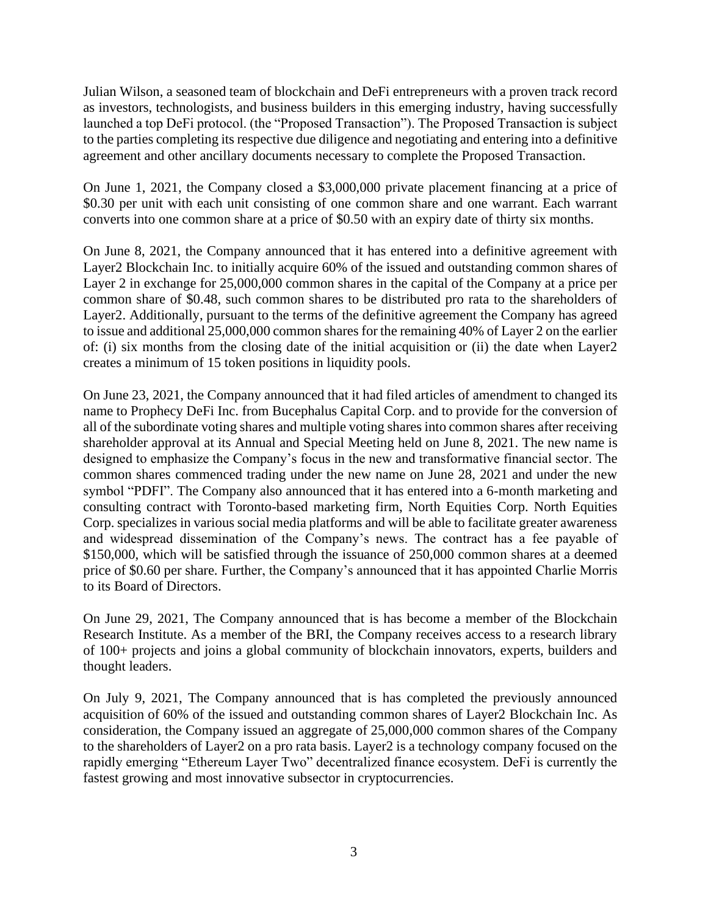Julian Wilson, a seasoned team of blockchain and DeFi entrepreneurs with a proven track record as investors, technologists, and business builders in this emerging industry, having successfully launched a top DeFi protocol. (the "Proposed Transaction"). The Proposed Transaction is subject to the parties completing its respective due diligence and negotiating and entering into a definitive agreement and other ancillary documents necessary to complete the Proposed Transaction.

On June 1, 2021, the Company closed a $3,000,000 private placement financing at a price of $0.30 per unit with each unit consisting of one common share and one warrant. Each warrant converts into one common share at a price of $0.50 with an expiry date of thirty six months.

On June 8, 2021, the Company announced that it has entered into a definitive agreement with Layer2 Blockchain Inc. to initially acquire 60% of the issued and outstanding common shares of Layer 2 in exchange for 25,000,000 common shares in the capital of the Company at a price per common share of $0.48, such common shares to be distributed pro rata to the shareholders of Layer2. Additionally, pursuant to the terms of the definitive agreement the Company has agreed to issue and additional 25,000,000 common shares for the remaining 40% of Layer 2 on the earlier of: (i) six months from the closing date of the initial acquisition or (ii) the date when Layer2 creates a minimum of 15 token positions in liquidity pools.

On June 23, 2021, the Company announced that it had filed articles of amendment to changed its name to Prophecy DeFi Inc. from Bucephalus Capital Corp. and to provide for the conversion of all of the subordinate voting shares and multiple voting shares into common shares after receiving shareholder approval at its Annual and Special Meeting held on June 8, 2021. The new name is designed to emphasize the Company's focus in the new and transformative financial sector. The common shares commenced trading under the new name on June 28, 2021 and under the new symbol "PDFI". The Company also announced that it has entered into a 6-month marketing and consulting contract with Toronto-based marketing firm, North Equities Corp. North Equities Corp. specializes in various social media platforms and will be able to facilitate greater awareness and widespread dissemination of the Company's news. The contract has a fee payable of $150,000, which will be satisfied through the issuance of 250,000 common shares at a deemed price of $0.60 per share. Further, the Company's announced that it has appointed Charlie Morris to its Board of Directors.

On June 29, 2021, The Company announced that is has become a member of the Blockchain Research Institute. As a member of the BRI, the Company receives access to a research library of 100+ projects and joins a global community of blockchain innovators, experts, builders and thought leaders.

On July 9, 2021, The Company announced that is has completed the previously announced acquisition of 60% of the issued and outstanding common shares of Layer2 Blockchain Inc. As consideration, the Company issued an aggregate of 25,000,000 common shares of the Company to the shareholders of Layer2 on a pro rata basis. Layer2 is a technology company focused on the rapidly emerging "Ethereum Layer Two" decentralized finance ecosystem. DeFi is currently the fastest growing and most innovative subsector in cryptocurrencies.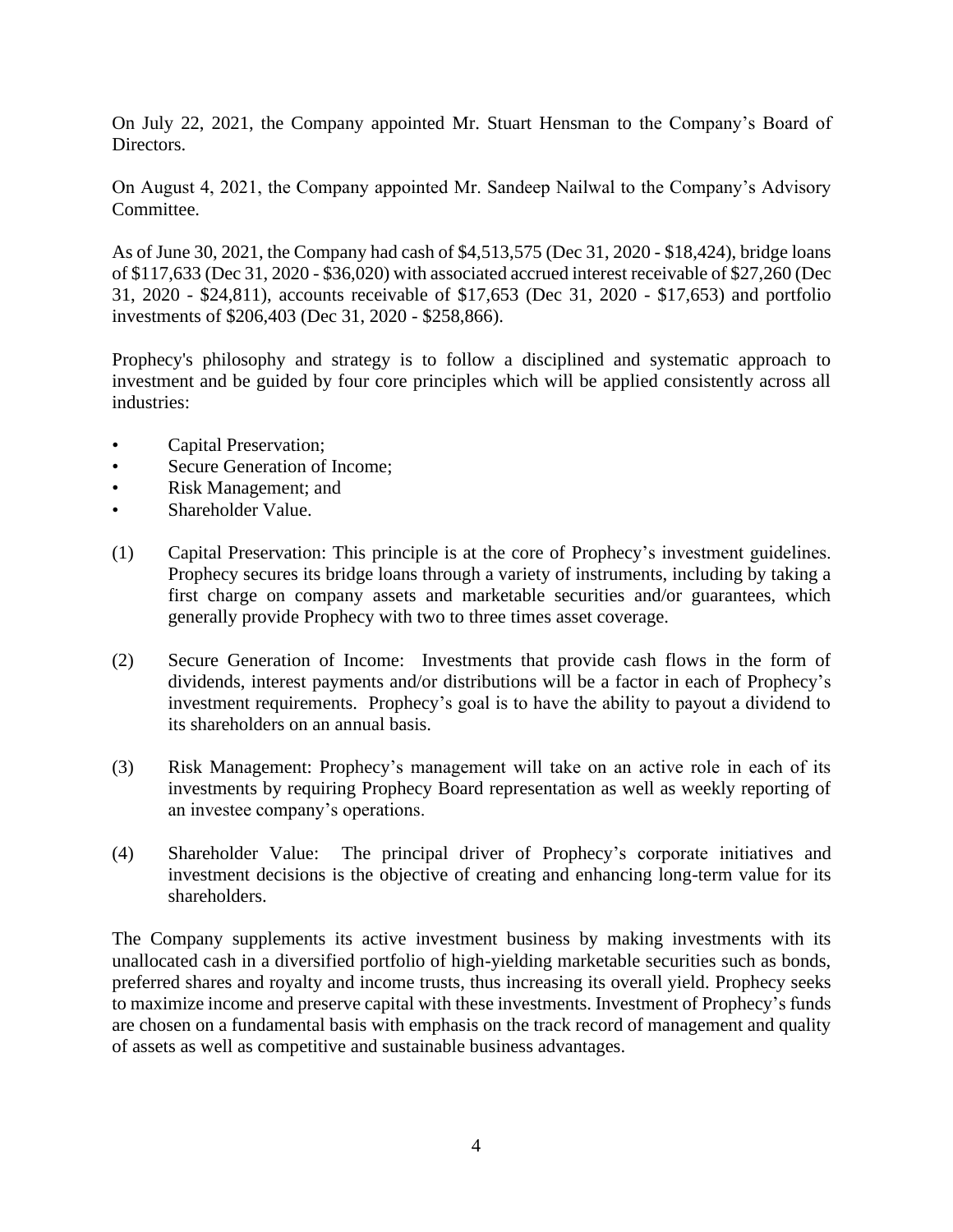On July 22, 2021, the Company appointed Mr. Stuart Hensman to the Company's Board of Directors.

On August 4, 2021, the Company appointed Mr. Sandeep Nailwal to the Company's Advisory Committee.

As of June 30, 2021, the Company had cash of $4,513,575 (Dec 31, 2020 - $18,424), bridge loans of $117,633 (Dec 31, 2020 - $36,020) with associated accrued interest receivable of $27,260 (Dec 31, 2020 - $24,811), accounts receivable of $17,653 (Dec 31, 2020 - $17,653) and portfolio investments of $206,403 (Dec 31, 2020 - $258,866).

Prophecy's philosophy and strategy is to follow a disciplined and systematic approach to investment and be guided by four core principles which will be applied consistently across all industries:

- Capital Preservation;
- Secure Generation of Income;
- Risk Management; and
- Shareholder Value.

(1) Capital Preservation: This principle is at the core of Prophecy's investment guidelines. Prophecy secures its bridge loans through a variety of instruments, including by taking a first charge on company assets and marketable securities and/or guarantees, which generally provide Prophecy with two to three times asset coverage.

(2) Secure Generation of Income: Investments that provide cash flows in the form of dividends, interest payments and/or distributions will be a factor in each of Prophecy's investment requirements. Prophecy's goal is to have the ability to payout a dividend to its shareholders on an annual basis.

(3) Risk Management: Prophecy's management will take on an active role in each of its investments by requiring Prophecy Board representation as well as weekly reporting of an investee company's operations.

(4) Shareholder Value: The principal driver of Prophecy's corporate initiatives and investment decisions is the objective of creating and enhancing long-term value for its shareholders.

The Company supplements its active investment business by making investments with its unallocated cash in a diversified portfolio of high-yielding marketable securities such as bonds, preferred shares and royalty and income trusts, thus increasing its overall yield. Prophecy seeks to maximize income and preserve capital with these investments. Investment of Prophecy's funds are chosen on a fundamental basis with emphasis on the track record of management and quality of assets as well as competitive and sustainable business advantages.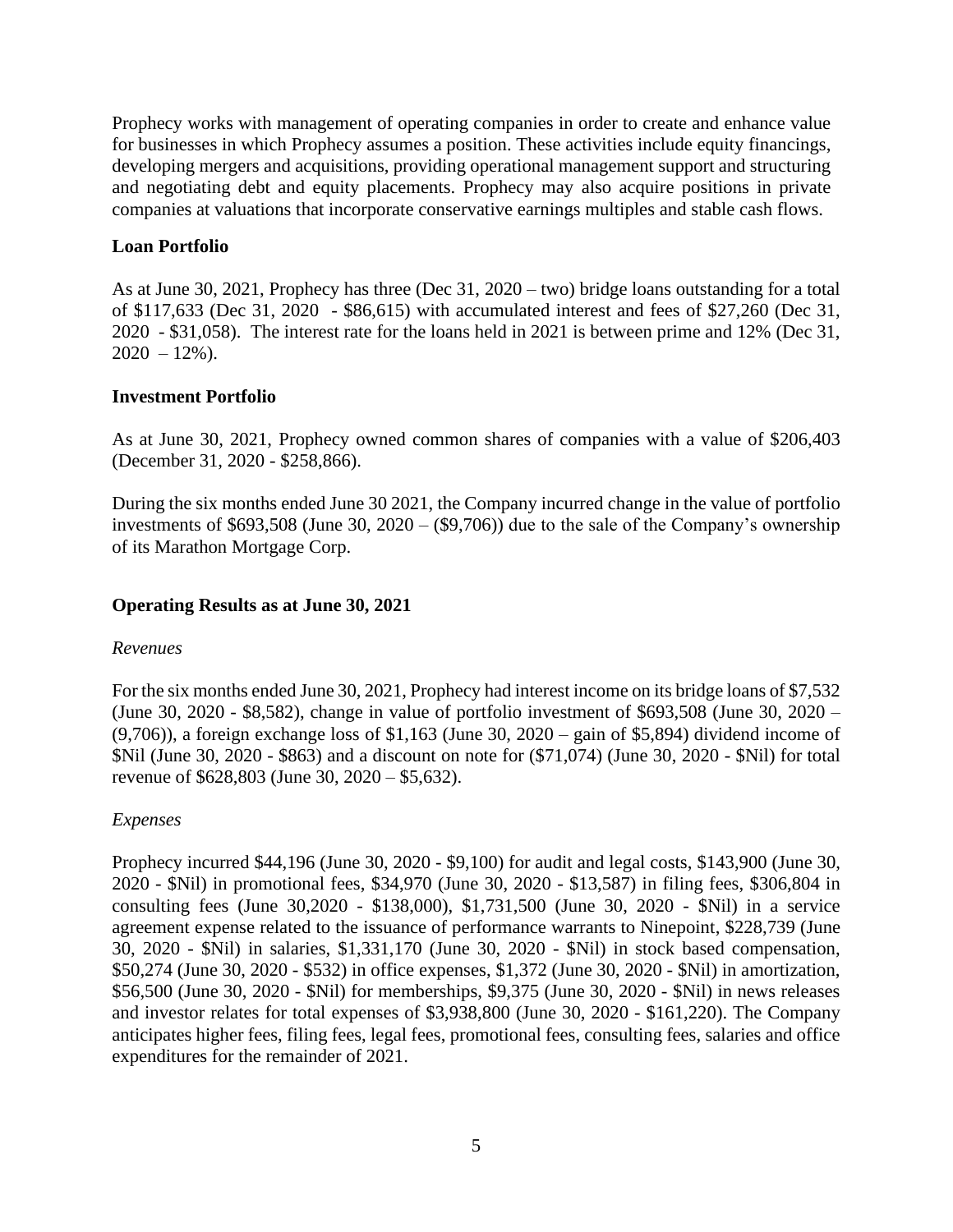Prophecy works with management of operating companies in order to create and enhance value for businesses in which Prophecy assumes a position. These activities include equity financings, developing mergers and acquisitions, providing operational management support and structuring and negotiating debt and equity placements. Prophecy may also acquire positions in private companies at valuations that incorporate conservative earnings multiples and stable cash flows.

**Loan Portfolio**

As at June 30, 2021, Prophecy has three (Dec 31, 2020 – two) bridge loans outstanding for a total of $117,633 (Dec 31, 2020 - $86,615) with accumulated interest and fees of $27,260 (Dec 31, 2020 - $31,058). The interest rate for the loans held in 2021 is between prime and 12% (Dec 31, 2020 – 12%).

**Investment Portfolio**

As at June 30, 2021, Prophecy owned common shares of companies with a value of $206,403 (December 31, 2020 - $258,866).

During the six months ended June 30 2021, the Company incurred change in the value of portfolio investments of $693,508 (June 30, 2020 – ($9,706)) due to the sale of the Company's ownership of its Marathon Mortgage Corp.

**Operating Results as at June 30, 2021**

*Revenues*

For the six months ended June 30, 2021, Prophecy had interest income on its bridge loans of $7,532 (June 30, 2020 - $8,582), change in value of portfolio investment of $693,508 (June 30, 2020 – (9,706)), a foreign exchange loss of $1,163 (June 30, 2020 – gain of $5,894) dividend income of $Nil (June 30, 2020 - $863) and a discount on note for ($71,074) (June 30, 2020 - $Nil) for total revenue of $628,803 (June 30, 2020 – $5,632).

*Expenses*

Prophecy incurred $44,196 (June 30, 2020 - $9,100) for audit and legal costs, $143,900 (June 30, 2020 - $Nil) in promotional fees, $34,970 (June 30, 2020 - $13,587) in filing fees, $306,804 in consulting fees (June 30,2020 - $138,000), $1,731,500 (June 30, 2020 - $Nil) in a service agreement expense related to the issuance of performance warrants to Ninepoint, $228,739 (June 30, 2020 - $Nil) in salaries, $1,331,170 (June 30, 2020 - $Nil) in stock based compensation, $50,274 (June 30, 2020 - $532) in office expenses, $1,372 (June 30, 2020 - $Nil) in amortization, $56,500 (June 30, 2020 - $Nil) for memberships, $9,375 (June 30, 2020 - $Nil) in news releases and investor relates for total expenses of $3,938,800 (June 30, 2020 - $161,220). The Company anticipates higher fees, filing fees, legal fees, promotional fees, consulting fees, salaries and office expenditures for the remainder of 2021.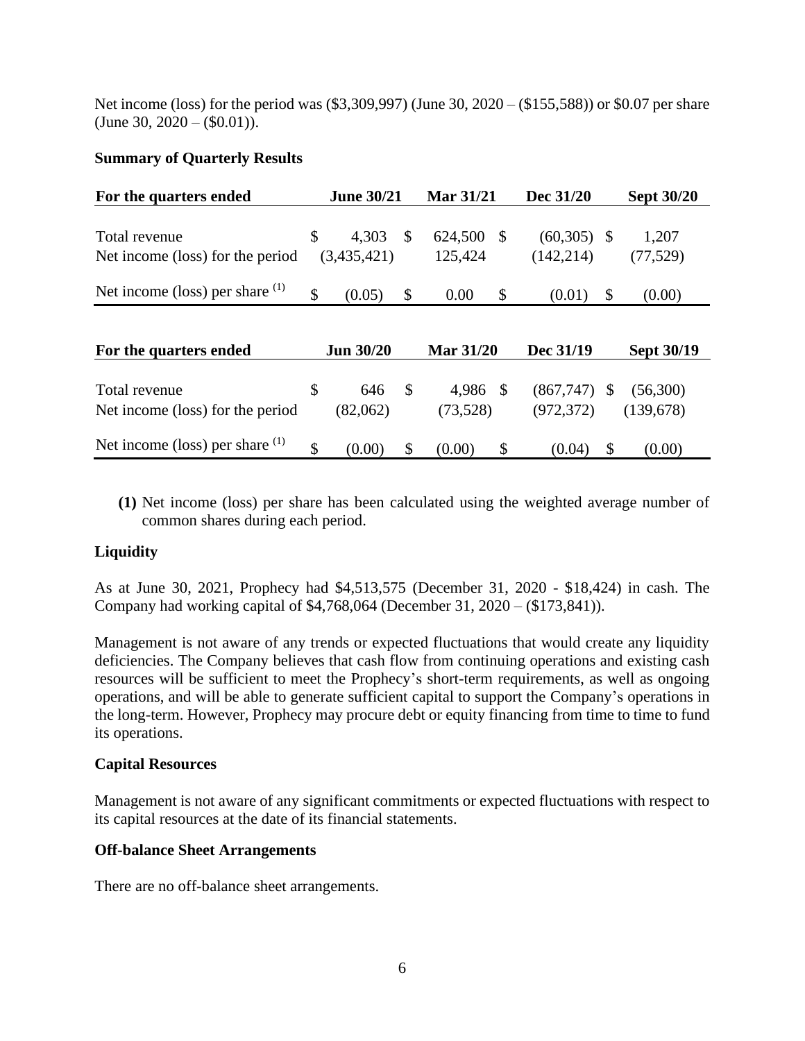Net income (loss) for the period was ($3,309,997) (June 30, 2020 – ($155,588)) or $0.07 per share (June 30, 2020 – ($0.01)).

**Summary of Quarterly Results**

| For the quarters ended | June 30/21 | Mar 31/21 | Dec 31/20 | Sept 30/20 |
|---|---|---|---|---|
| Total revenue | $ 4,303 | $ 624,500 | $ (60,305) | $ 1,207 |
| Net income (loss) for the period | (3,435,421) | 125,424 | (142,214) | (77,529) |
| Net income (loss) per share (1) | $ (0.05) | $ 0.00 | $ (0.01) | $ (0.00) |

| For the quarters ended | Jun 30/20 | Mar 31/20 | Dec 31/19 | Sept 30/19 |
|---|---|---|---|---|
| Total revenue | $ 646 | $ 4,986 | $ (867,747) | $ (56,300) |
| Net income (loss) for the period | (82,062) | (73,528) | (972,372) | (139,678) |
| Net income (loss) per share (1) | $ (0.00) | $ (0.00) | $ (0.04) | $ (0.00) |

**(1)** Net income (loss) per share has been calculated using the weighted average number of common shares during each period.

**Liquidity**

As at June 30, 2021, Prophecy had $4,513,575 (December 31, 2020 - $18,424) in cash. The Company had working capital of $4,768,064 (December 31, 2020 – ($173,841)).

Management is not aware of any trends or expected fluctuations that would create any liquidity deficiencies. The Company believes that cash flow from continuing operations and existing cash resources will be sufficient to meet the Prophecy's short-term requirements, as well as ongoing operations, and will be able to generate sufficient capital to support the Company's operations in the long-term. However, Prophecy may procure debt or equity financing from time to time to fund its operations.

**Capital Resources**

Management is not aware of any significant commitments or expected fluctuations with respect to its capital resources at the date of its financial statements.

**Off-balance Sheet Arrangements**

There are no off-balance sheet arrangements.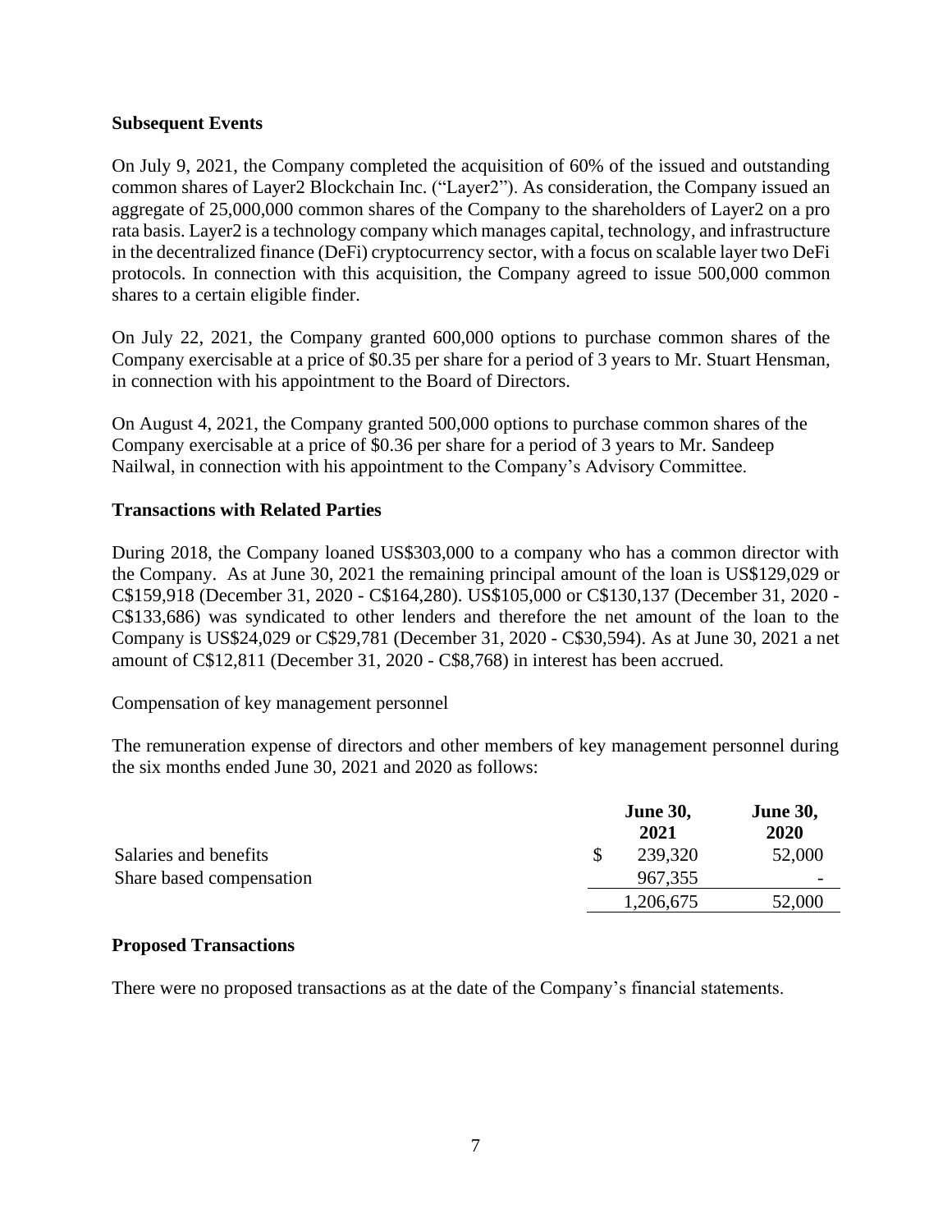## Subsequent Events

On July 9, 2021, the Company completed the acquisition of 60% of the issued and outstanding common shares of Layer2 Blockchain Inc. ("Layer2"). As consideration, the Company issued an aggregate of 25,000,000 common shares of the Company to the shareholders of Layer2 on a pro rata basis. Layer2 is a technology company which manages capital, technology, and infrastructure in the decentralized finance (DeFi) cryptocurrency sector, with a focus on scalable layer two DeFi protocols. In connection with this acquisition, the Company agreed to issue 500,000 common shares to a certain eligible finder.

On July 22, 2021, the Company granted 600,000 options to purchase common shares of the Company exercisable at a price of $0.35 per share for a period of 3 years to Mr. Stuart Hensman, in connection with his appointment to the Board of Directors.

On August 4, 2021, the Company granted 500,000 options to purchase common shares of the Company exercisable at a price of $0.36 per share for a period of 3 years to Mr. Sandeep Nailwal, in connection with his appointment to the Company's Advisory Committee.

## Transactions with Related Parties

During 2018, the Company loaned US$303,000 to a company who has a common director with the Company. As at June 30, 2021 the remaining principal amount of the loan is US$129,029 or C$159,918 (December 31, 2020 - C$164,280). US$105,000 or C$130,137 (December 31, 2020 - C$133,686) was syndicated to other lenders and therefore the net amount of the loan to the Company is US$24,029 or C$29,781 (December 31, 2020 - C$30,594). As at June 30, 2021 a net amount of C$12,811 (December 31, 2020 - C$8,768) in interest has been accrued.

Compensation of key management personnel

The remuneration expense of directors and other members of key management personnel during the six months ended June 30, 2021 and 2020 as follows:

| | June 30, 2021 | June 30, 2020 |
|---|---|---|
| Salaries and benefits | $ 239,320 | 52,000 |
| Share based compensation | 967,355 | - |
| | 1,206,675 | 52,000 |

## Proposed Transactions

There were no proposed transactions as at the date of the Company's financial statements.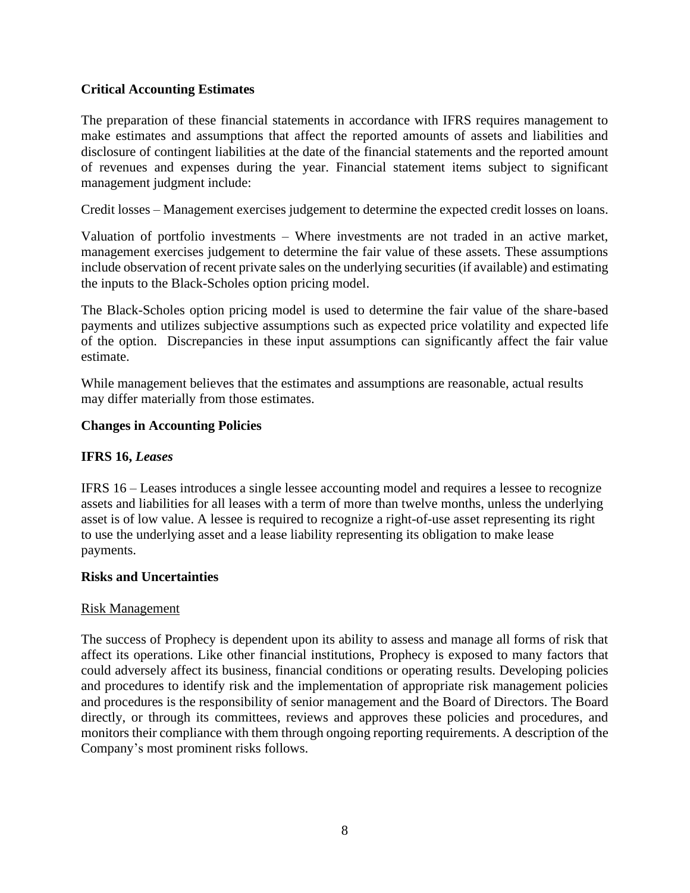## Critical Accounting Estimates

The preparation of these financial statements in accordance with IFRS requires management to make estimates and assumptions that affect the reported amounts of assets and liabilities and disclosure of contingent liabilities at the date of the financial statements and the reported amount of revenues and expenses during the year. Financial statement items subject to significant management judgment include:

Credit losses – Management exercises judgement to determine the expected credit losses on loans.

Valuation of portfolio investments – Where investments are not traded in an active market, management exercises judgement to determine the fair value of these assets. These assumptions include observation of recent private sales on the underlying securities (if available) and estimating the inputs to the Black-Scholes option pricing model.

The Black-Scholes option pricing model is used to determine the fair value of the share-based payments and utilizes subjective assumptions such as expected price volatility and expected life of the option. Discrepancies in these input assumptions can significantly affect the fair value estimate.

While management believes that the estimates and assumptions are reasonable, actual results may differ materially from those estimates.

## Changes in Accounting Policies

### IFRS 16, *Leases*

IFRS 16 – Leases introduces a single lessee accounting model and requires a lessee to recognize assets and liabilities for all leases with a term of more than twelve months, unless the underlying asset is of low value. A lessee is required to recognize a right-of-use asset representing its right to use the underlying asset and a lease liability representing its obligation to make lease payments.

## Risks and Uncertainties

### Risk Management

The success of Prophecy is dependent upon its ability to assess and manage all forms of risk that affect its operations. Like other financial institutions, Prophecy is exposed to many factors that could adversely affect its business, financial conditions or operating results. Developing policies and procedures to identify risk and the implementation of appropriate risk management policies and procedures is the responsibility of senior management and the Board of Directors. The Board directly, or through its committees, reviews and approves these policies and procedures, and monitors their compliance with them through ongoing reporting requirements. A description of the Company's most prominent risks follows.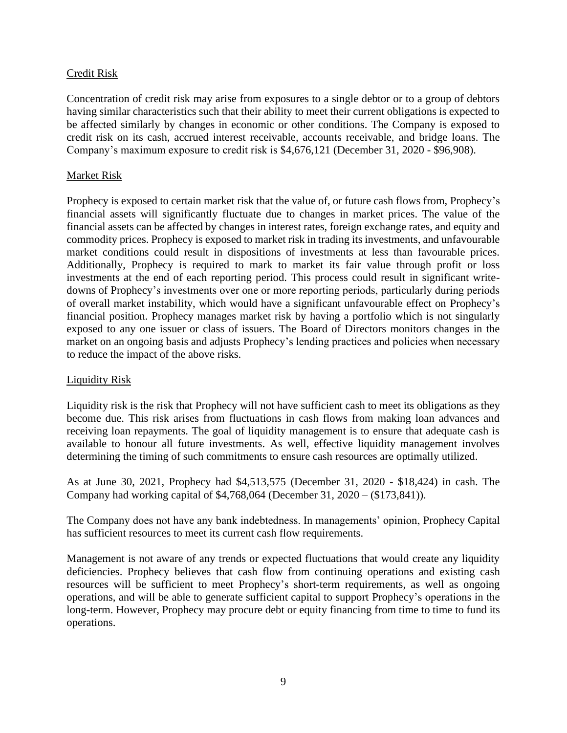## Credit Risk

Concentration of credit risk may arise from exposures to a single debtor or to a group of debtors having similar characteristics such that their ability to meet their current obligations is expected to be affected similarly by changes in economic or other conditions. The Company is exposed to credit risk on its cash, accrued interest receivable, accounts receivable, and bridge loans. The Company's maximum exposure to credit risk is $4,676,121 (December 31, 2020 - $96,908).

## Market Risk

Prophecy is exposed to certain market risk that the value of, or future cash flows from, Prophecy's financial assets will significantly fluctuate due to changes in market prices. The value of the financial assets can be affected by changes in interest rates, foreign exchange rates, and equity and commodity prices. Prophecy is exposed to market risk in trading its investments, and unfavourable market conditions could result in dispositions of investments at less than favourable prices. Additionally, Prophecy is required to mark to market its fair value through profit or loss investments at the end of each reporting period. This process could result in significant write-downs of Prophecy's investments over one or more reporting periods, particularly during periods of overall market instability, which would have a significant unfavourable effect on Prophecy's financial position. Prophecy manages market risk by having a portfolio which is not singularly exposed to any one issuer or class of issuers. The Board of Directors monitors changes in the market on an ongoing basis and adjusts Prophecy's lending practices and policies when necessary to reduce the impact of the above risks.

## Liquidity Risk

Liquidity risk is the risk that Prophecy will not have sufficient cash to meet its obligations as they become due. This risk arises from fluctuations in cash flows from making loan advances and receiving loan repayments. The goal of liquidity management is to ensure that adequate cash is available to honour all future investments. As well, effective liquidity management involves determining the timing of such commitments to ensure cash resources are optimally utilized.

As at June 30, 2021, Prophecy had $4,513,575 (December 31, 2020 - $18,424) in cash. The Company had working capital of $4,768,064 (December 31, 2020 – ($173,841)).

The Company does not have any bank indebtedness. In managements' opinion, Prophecy Capital has sufficient resources to meet its current cash flow requirements.

Management is not aware of any trends or expected fluctuations that would create any liquidity deficiencies. Prophecy believes that cash flow from continuing operations and existing cash resources will be sufficient to meet Prophecy's short-term requirements, as well as ongoing operations, and will be able to generate sufficient capital to support Prophecy's operations in the long-term. However, Prophecy may procure debt or equity financing from time to time to fund its operations.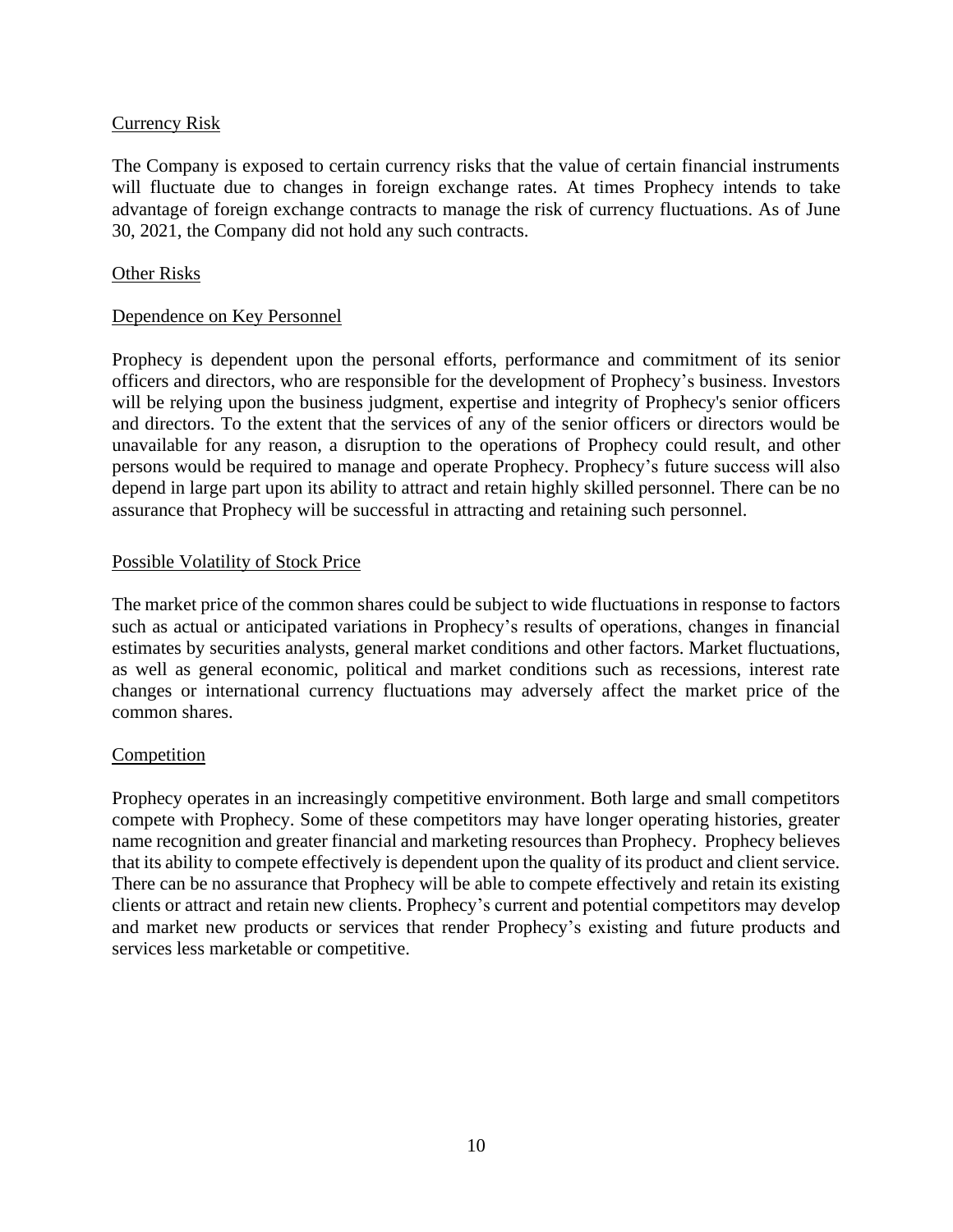## Currency Risk

The Company is exposed to certain currency risks that the value of certain financial instruments will fluctuate due to changes in foreign exchange rates. At times Prophecy intends to take advantage of foreign exchange contracts to manage the risk of currency fluctuations. As of June 30, 2021, the Company did not hold any such contracts.

## Other Risks

### Dependence on Key Personnel

Prophecy is dependent upon the personal efforts, performance and commitment of its senior officers and directors, who are responsible for the development of Prophecy's business. Investors will be relying upon the business judgment, expertise and integrity of Prophecy's senior officers and directors. To the extent that the services of any of the senior officers or directors would be unavailable for any reason, a disruption to the operations of Prophecy could result, and other persons would be required to manage and operate Prophecy. Prophecy's future success will also depend in large part upon its ability to attract and retain highly skilled personnel. There can be no assurance that Prophecy will be successful in attracting and retaining such personnel.

### Possible Volatility of Stock Price

The market price of the common shares could be subject to wide fluctuations in response to factors such as actual or anticipated variations in Prophecy's results of operations, changes in financial estimates by securities analysts, general market conditions and other factors. Market fluctuations, as well as general economic, political and market conditions such as recessions, interest rate changes or international currency fluctuations may adversely affect the market price of the common shares.

### Competition

Prophecy operates in an increasingly competitive environment. Both large and small competitors compete with Prophecy. Some of these competitors may have longer operating histories, greater name recognition and greater financial and marketing resources than Prophecy. Prophecy believes that its ability to compete effectively is dependent upon the quality of its product and client service. There can be no assurance that Prophecy will be able to compete effectively and retain its existing clients or attract and retain new clients. Prophecy's current and potential competitors may develop and market new products or services that render Prophecy's existing and future products and services less marketable or competitive.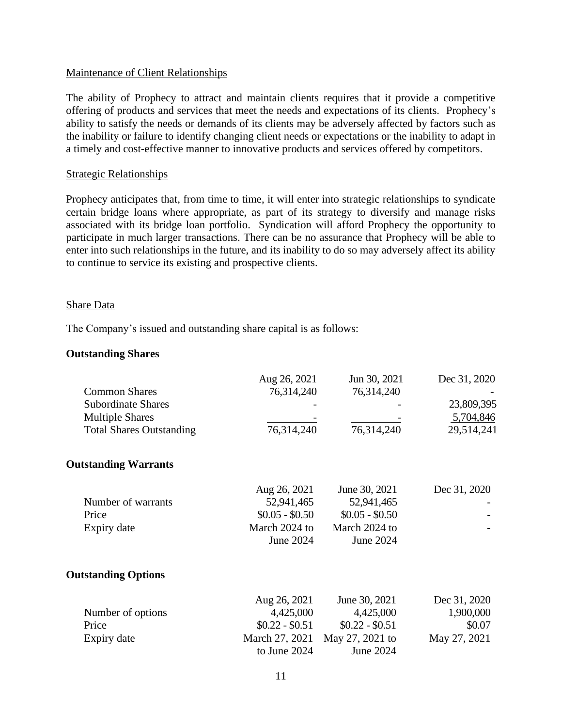Maintenance of Client Relationships

The ability of Prophecy to attract and maintain clients requires that it provide a competitive offering of products and services that meet the needs and expectations of its clients. Prophecy's ability to satisfy the needs or demands of its clients may be adversely affected by factors such as the inability or failure to identify changing client needs or expectations or the inability to adapt in a timely and cost-effective manner to innovative products and services offered by competitors.

Strategic Relationships

Prophecy anticipates that, from time to time, it will enter into strategic relationships to syndicate certain bridge loans where appropriate, as part of its strategy to diversify and manage risks associated with its bridge loan portfolio. Syndication will afford Prophecy the opportunity to participate in much larger transactions. There can be no assurance that Prophecy will be able to enter into such relationships in the future, and its inability to do so may adversely affect its ability to continue to service its existing and prospective clients.

Share Data

The Company's issued and outstanding share capital is as follows:

**Outstanding Shares**

| | Aug 26, 2021 | Jun 30, 2021 | Dec 31, 2020 |
|---|---|---|---|
| Common Shares | 76,314,240 | 76,314,240 | - |
| Subordinate Shares | - | - | 23,809,395 |
| Multiple Shares | - | - | 5,704,846 |
| Total Shares Outstanding | 76,314,240 | 76,314,240 | 29,514,241 |

**Outstanding Warrants**

| | Aug 26, 2021 | June 30, 2021 | Dec 31, 2020 |
|---|---|---|---|
| Number of warrants | 52,941,465 | 52,941,465 | - |
| Price | $0.05 - $0.50 | $0.05 - $0.50 | - |
| Expiry date | March 2024 to June 2024 | March 2024 to June 2024 | - |

**Outstanding Options**

| | Aug 26, 2021 | June 30, 2021 | Dec 31, 2020 |
|---|---|---|---|
| Number of options | 4,425,000 | 4,425,000 | 1,900,000 |
| Price | $0.22 - $0.51 | $0.22 - $0.51 | $0.07 |
| Expiry date | March 27, 2021 to June 2024 | May 27, 2021 to June 2024 | May 27, 2021 |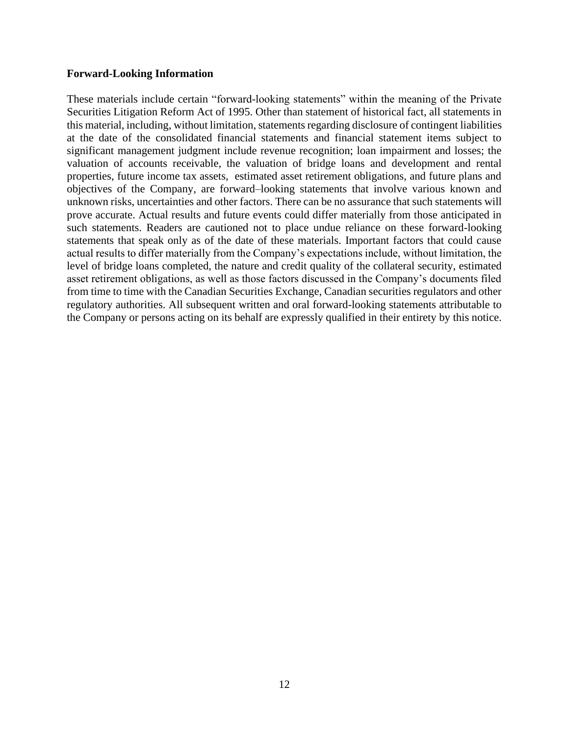**Forward-Looking Information**

These materials include certain "forward-looking statements" within the meaning of the Private Securities Litigation Reform Act of 1995. Other than statement of historical fact, all statements in this material, including, without limitation, statements regarding disclosure of contingent liabilities at the date of the consolidated financial statements and financial statement items subject to significant management judgment include revenue recognition; loan impairment and losses; the valuation of accounts receivable, the valuation of bridge loans and development and rental properties, future income tax assets, estimated asset retirement obligations, and future plans and objectives of the Company, are forward–looking statements that involve various known and unknown risks, uncertainties and other factors. There can be no assurance that such statements will prove accurate. Actual results and future events could differ materially from those anticipated in such statements. Readers are cautioned not to place undue reliance on these forward-looking statements that speak only as of the date of these materials. Important factors that could cause actual results to differ materially from the Company's expectations include, without limitation, the level of bridge loans completed, the nature and credit quality of the collateral security, estimated asset retirement obligations, as well as those factors discussed in the Company's documents filed from time to time with the Canadian Securities Exchange, Canadian securities regulators and other regulatory authorities. All subsequent written and oral forward-looking statements attributable to the Company or persons acting on its behalf are expressly qualified in their entirety by this notice.